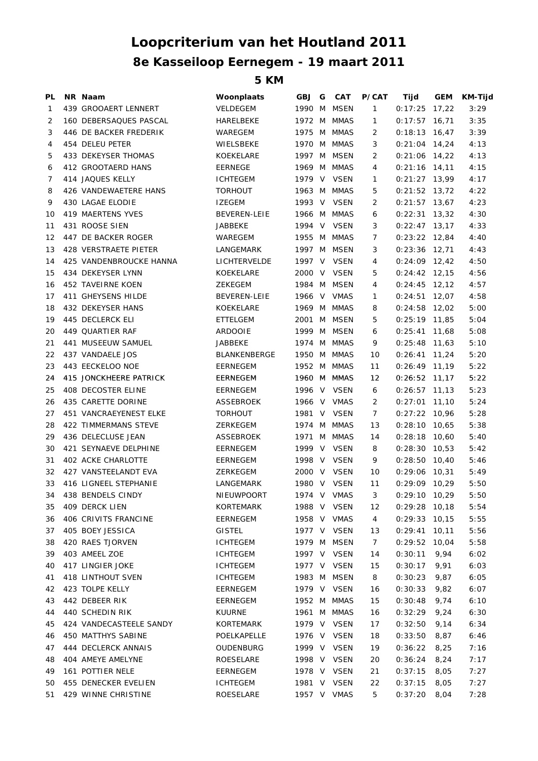# Loopcriterium van het Houtland 2011

## 8e Kasseiloop Eernegem - 19 maart 2011

### 5 KM

| PL | NR | Naam | Woonplaats | GBJ | G | CAT | P/CAT | Tijd | GEM | KM-Tijd |
|---|---|---|---|---|---|---|---|---|---|---|
| 1 | 439 | GROOAERT LENNERT | VELDEGEM | 1990 | M | MSEN | 1 | 0:17:25 | 17,22 | 3:29 |
| 2 | 160 | DEBERSAQUES PASCAL | HARELBEKE | 1972 | M | MMAS | 1 | 0:17:57 | 16,71 | 3:35 |
| 3 | 446 | DE BACKER FREDERIK | WAREGEM | 1975 | M | MMAS | 2 | 0:18:13 | 16,47 | 3:39 |
| 4 | 454 | DELEU PETER | WIELSBEKE | 1970 | M | MMAS | 3 | 0:21:04 | 14,24 | 4:13 |
| 5 | 433 | DEKEYSER THOMAS | KOEKELARE | 1997 | M | MSEN | 2 | 0:21:06 | 14,22 | 4:13 |
| 6 | 412 | GROOTAERD HANS | EERNEGE | 1969 | M | MMAS | 4 | 0:21:16 | 14,11 | 4:15 |
| 7 | 414 | JAQUES KELLY | ICHTEGEM | 1979 | V | VSEN | 1 | 0:21:27 | 13,99 | 4:17 |
| 8 | 426 | VANDEWAETERE HANS | TORHOUT | 1963 | M | MMAS | 5 | 0:21:52 | 13,72 | 4:22 |
| 9 | 430 | LAGAE ELODIE | IZEGEM | 1993 | V | VSEN | 2 | 0:21:57 | 13,67 | 4:23 |
| 10 | 419 | MAERTENS YVES | BEVEREN-LEIE | 1966 | M | MMAS | 6 | 0:22:31 | 13,32 | 4:30 |
| 11 | 431 | ROOSE SIEN | JABBEKE | 1994 | V | VSEN | 3 | 0:22:47 | 13,17 | 4:33 |
| 12 | 447 | DE BACKER ROGER | WAREGEM | 1955 | M | MMAS | 7 | 0:23:22 | 12,84 | 4:40 |
| 13 | 428 | VERSTRAETE PIETER | LANGEMARK | 1997 | M | MSEN | 3 | 0:23:36 | 12,71 | 4:43 |
| 14 | 425 | VANDENBROUCKE HANNA | LICHTERVELDE | 1997 | V | VSEN | 4 | 0:24:09 | 12,42 | 4:50 |
| 15 | 434 | DEKEYSER LYNN | KOEKELARE | 2000 | V | VSEN | 5 | 0:24:42 | 12,15 | 4:56 |
| 16 | 452 | TAVEIRNE KOEN | ZEKEGEM | 1984 | M | MSEN | 4 | 0:24:45 | 12,12 | 4:57 |
| 17 | 411 | GHEYSENS HILDE | BEVEREN-LEIE | 1966 | V | VMAS | 1 | 0:24:51 | 12,07 | 4:58 |
| 18 | 432 | DEKEYSER HANS | KOEKELARE | 1969 | M | MMAS | 8 | 0:24:58 | 12,02 | 5:00 |
| 19 | 445 | DECLERCK ELI | ETTELGEM | 2001 | M | MSEN | 5 | 0:25:19 | 11,85 | 5:04 |
| 20 | 449 | QUARTIER RAF | ARDOOIE | 1999 | M | MSEN | 6 | 0:25:41 | 11,68 | 5:08 |
| 21 | 441 | MUSEEUW SAMUEL | JABBEKE | 1974 | M | MMAS | 9 | 0:25:48 | 11,63 | 5:10 |
| 22 | 437 | VANDAELE JOS | BLANKENBERGE | 1950 | M | MMAS | 10 | 0:26:41 | 11,24 | 5:20 |
| 23 | 443 | EECKELOO NOE | EERNEGEM | 1952 | M | MMAS | 11 | 0:26:49 | 11,19 | 5:22 |
| 24 | 415 | JONCKHEERE PATRICK | EERNEGEM | 1960 | M | MMAS | 12 | 0:26:52 | 11,17 | 5:22 |
| 25 | 408 | DECOSTER ELINE | EERNEGEM | 1996 | V | VSEN | 6 | 0:26:57 | 11,13 | 5:23 |
| 26 | 435 | CARETTE DORINE | ASSEBROEK | 1966 | V | VMAS | 2 | 0:27:01 | 11,10 | 5:24 |
| 27 | 451 | VANCRAEYENEST ELKE | TORHOUT | 1981 | V | VSEN | 7 | 0:27:22 | 10,96 | 5:28 |
| 28 | 422 | TIMMERMANS STEVE | ZERKEGEM | 1974 | M | MMAS | 13 | 0:28:10 | 10,65 | 5:38 |
| 29 | 436 | DELECLUSE JEAN | ASSEBROEK | 1971 | M | MMAS | 14 | 0:28:18 | 10,60 | 5:40 |
| 30 | 421 | SEYNAEVE DELPHINE | EERNEGEM | 1999 | V | VSEN | 8 | 0:28:30 | 10,53 | 5:42 |
| 31 | 402 | ACKE CHARLOTTE | EERNEGEM | 1998 | V | VSEN | 9 | 0:28:50 | 10,40 | 5:46 |
| 32 | 427 | VANSTEELANDT EVA | ZERKEGEM | 2000 | V | VSEN | 10 | 0:29:06 | 10,31 | 5:49 |
| 33 | 416 | LIGNEEL STEPHANIE | LANGEMARK | 1980 | V | VSEN | 11 | 0:29:09 | 10,29 | 5:50 |
| 34 | 438 | BENDELS CINDY | NIEUWPOORT | 1974 | V | VMAS | 3 | 0:29:10 | 10,29 | 5:50 |
| 35 | 409 | DERCK LIEN | KORTEMARK | 1988 | V | VSEN | 12 | 0:29:28 | 10,18 | 5:54 |
| 36 | 406 | CRIVITS FRANCINE | EERNEGEM | 1958 | V | VMAS | 4 | 0:29:33 | 10,15 | 5:55 |
| 37 | 405 | BOEY JESSICA | GISTEL | 1977 | V | VSEN | 13 | 0:29:41 | 10,11 | 5:56 |
| 38 | 420 | RAES TJORVEN | ICHTEGEM | 1979 | M | MSEN | 7 | 0:29:52 | 10,04 | 5:58 |
| 39 | 403 | AMEEL ZOE | ICHTEGEM | 1997 | V | VSEN | 14 | 0:30:11 | 9,94 | 6:02 |
| 40 | 417 | LINGIER JOKE | ICHTEGEM | 1977 | V | VSEN | 15 | 0:30:17 | 9,91 | 6:03 |
| 41 | 418 | LINTHOUT SVEN | ICHTEGEM | 1983 | M | MSEN | 8 | 0:30:23 | 9,87 | 6:05 |
| 42 | 423 | TOLPE KELLY | EERNEGEM | 1979 | V | VSEN | 16 | 0:30:33 | 9,82 | 6:07 |
| 43 | 442 | DEBEER RIK | EERNEGEM | 1952 | M | MMAS | 15 | 0:30:48 | 9,74 | 6:10 |
| 44 | 440 | SCHEDIN RIK | KUURNE | 1961 | M | MMAS | 16 | 0:32:29 | 9,24 | 6:30 |
| 45 | 424 | VANDECASTEELE SANDY | KORTEMARK | 1979 | V | VSEN | 17 | 0:32:50 | 9,14 | 6:34 |
| 46 | 450 | MATTHYS SABINE | POELKAPELLE | 1976 | V | VSEN | 18 | 0:33:50 | 8,87 | 6:46 |
| 47 | 444 | DECLERCK ANNAIS | OUDENBURG | 1999 | V | VSEN | 19 | 0:36:22 | 8,25 | 7:16 |
| 48 | 404 | AMEYE AMELYNE | ROESELARE | 1998 | V | VSEN | 20 | 0:36:24 | 8,24 | 7:17 |
| 49 | 161 | POTTIER NELE | EERNEGEM | 1978 | V | VSEN | 21 | 0:37:15 | 8,05 | 7:27 |
| 50 | 455 | DENECKER EVELIEN | ICHTEGEM | 1981 | V | VSEN | 22 | 0:37:15 | 8,05 | 7:27 |
| 51 | 429 | WINNE CHRISTINE | ROESELARE | 1957 | V | VMAS | 5 | 0:37:20 | 8,04 | 7:28 |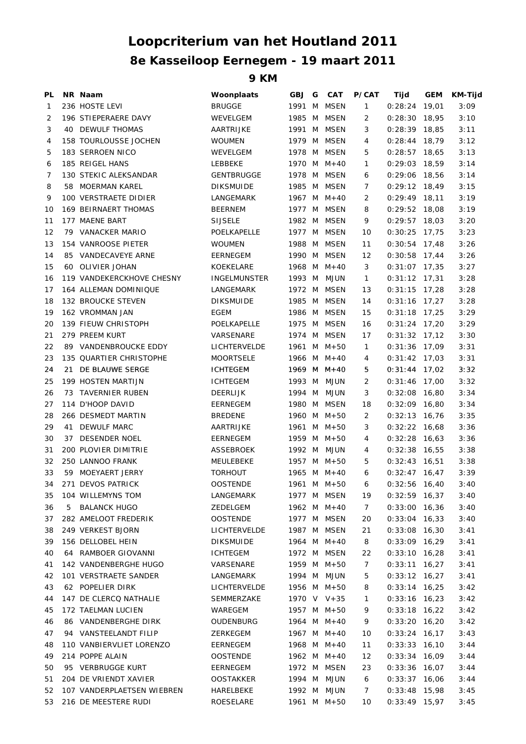# Loopcriterium van het Houtland 2011

## 8e Kasseiloop Eernegem - 19 maart 2011

### 9 KM

| PL | NR | Naam | Woonplaats | GBJ | G | CAT | P/CAT | Tijd | GEM | KM-Tijd |
|---|---|---|---|---|---|---|---|---|---|---|
| 1 | 236 | HOSTE LEVI | BRUGGE | 1991 | M | MSEN | 1 | 0:28:24 | 19,01 | 3:09 |
| 2 | 196 | STIEPERAERE DAVY | WEVELGEM | 1985 | M | MSEN | 2 | 0:28:30 | 18,95 | 3:10 |
| 3 | 40 | DEWULF THOMAS | AARTRIJKE | 1991 | M | MSEN | 3 | 0:28:39 | 18,85 | 3:11 |
| 4 | 158 | TOURLOUSSE JOCHEN | WOUMEN | 1979 | M | MSEN | 4 | 0:28:44 | 18,79 | 3:12 |
| 5 | 183 | SERROEN NICO | WEVELGEM | 1978 | M | MSEN | 5 | 0:28:57 | 18,65 | 3:13 |
| 6 | 185 | REIGEL HANS | LEBBEKE | 1970 | M | M+40 | 1 | 0:29:03 | 18,59 | 3:14 |
| 7 | 130 | STEKIC ALEKSANDAR | GENTBRUGGE | 1978 | M | MSEN | 6 | 0:29:06 | 18,56 | 3:14 |
| 8 | 58 | MOERMAN KAREL | DIKSMUIDE | 1985 | M | MSEN | 7 | 0:29:12 | 18,49 | 3:15 |
| 9 | 100 | VERSTRAETE DIDIER | LANGEMARK | 1967 | M | M+40 | 2 | 0:29:49 | 18,11 | 3:19 |
| 10 | 169 | BEIRNAERT THOMAS | BEERNEM | 1977 | M | MSEN | 8 | 0:29:52 | 18,08 | 3:19 |
| 11 | 177 | MAENE BART | SIJSELE | 1982 | M | MSEN | 9 | 0:29:57 | 18,03 | 3:20 |
| 12 | 79 | VANACKER MARIO | POELKAPELLE | 1977 | M | MSEN | 10 | 0:30:25 | 17,75 | 3:23 |
| 13 | 154 | VANROOSE PIETER | WOUMEN | 1988 | M | MSEN | 11 | 0:30:54 | 17,48 | 3:26 |
| 14 | 85 | VANDECAVEYE ARNE | EERNEGEM | 1990 | M | MSEN | 12 | 0:30:58 | 17,44 | 3:26 |
| 15 | 60 | OLIVIER JOHAN | KOEKELARE | 1968 | M | M+40 | 3 | 0:31:07 | 17,35 | 3:27 |
| 16 | 119 | VANDEKERCKHOVE CHESNY | INGELMUNSTER | 1993 | M | MJUN | 1 | 0:31:12 | 17,31 | 3:28 |
| 17 | 164 | ALLEMAN DOMINIQUE | LANGEMARK | 1972 | M | MSEN | 13 | 0:31:15 | 17,28 | 3:28 |
| 18 | 132 | BROUCKE STEVEN | DIKSMUIDE | 1985 | M | MSEN | 14 | 0:31:16 | 17,27 | 3:28 |
| 19 | 162 | VROMMAN JAN | EGEM | 1986 | M | MSEN | 15 | 0:31:18 | 17,25 | 3:29 |
| 20 | 139 | FIEUW CHRISTOPH | POELKAPELLE | 1975 | M | MSEN | 16 | 0:31:24 | 17,20 | 3:29 |
| 21 | 279 | PREEM KURT | VARSENARE | 1974 | M | MSEN | 17 | 0:31:32 | 17,12 | 3:30 |
| 22 | 89 | VANDENBROUCKE EDDY | LICHTERVELDE | 1961 | M | M+50 | 1 | 0:31:36 | 17,09 | 3:31 |
| 23 | 135 | QUARTIER CHRISTOPHE | MOORTSELE | 1966 | M | M+40 | 4 | 0:31:42 | 17,03 | 3:31 |
| 24 | 21 | DE BLAUWE SERGE | ICHTEGEM | 1969 | M | M+40 | 5 | 0:31:44 | 17,02 | 3:32 |
| 25 | 199 | HOSTEN MARTIJN | ICHTEGEM | 1993 | M | MJUN | 2 | 0:31:46 | 17,00 | 3:32 |
| 26 | 73 | TAVERNIER RUBEN | DEERLIJK | 1994 | M | MJUN | 3 | 0:32:08 | 16,80 | 3:34 |
| 27 | 114 | D'HOOP DAVID | EERNEGEM | 1980 | M | MSEN | 18 | 0:32:09 | 16,80 | 3:34 |
| 28 | 266 | DESMEDT MARTIN | BREDENE | 1960 | M | M+50 | 2 | 0:32:13 | 16,76 | 3:35 |
| 29 | 41 | DEWULF MARC | AARTRIJKE | 1961 | M | M+50 | 3 | 0:32:22 | 16,68 | 3:36 |
| 30 | 37 | DESENDER NOEL | EERNEGEM | 1959 | M | M+50 | 4 | 0:32:28 | 16,63 | 3:36 |
| 31 | 200 | PLOVIER DIMITRIE | ASSEBROEK | 1992 | M | MJUN | 4 | 0:32:38 | 16,55 | 3:38 |
| 32 | 250 | LANNOO FRANK | MEULEBEKE | 1957 | M | M+50 | 5 | 0:32:43 | 16,51 | 3:38 |
| 33 | 59 | MOEYAERT JERRY | TORHOUT | 1965 | M | M+40 | 6 | 0:32:47 | 16,47 | 3:39 |
| 34 | 271 | DEVOS PATRICK | OOSTENDE | 1961 | M | M+50 | 6 | 0:32:56 | 16,40 | 3:40 |
| 35 | 104 | WILLEMYNS TOM | LANGEMARK | 1977 | M | MSEN | 19 | 0:32:59 | 16,37 | 3:40 |
| 36 | 5 | BALANCK HUGO | ZEDELGEM | 1962 | M | M+40 | 7 | 0:33:00 | 16,36 | 3:40 |
| 37 | 282 | AMELOOT FREDERIK | OOSTENDE | 1977 | M | MSEN | 20 | 0:33:04 | 16,33 | 3:40 |
| 38 | 249 | VERKEST BJORN | LICHTERVELDE | 1987 | M | MSEN | 21 | 0:33:08 | 16,30 | 3:41 |
| 39 | 156 | DELLOBEL HEIN | DIKSMUIDE | 1964 | M | M+40 | 8 | 0:33:09 | 16,29 | 3:41 |
| 40 | 64 | RAMBOER GIOVANNI | ICHTEGEM | 1972 | M | MSEN | 22 | 0:33:10 | 16,28 | 3:41 |
| 41 | 142 | VANDENBERGHE HUGO | VARSENARE | 1959 | M | M+50 | 7 | 0:33:11 | 16,27 | 3:41 |
| 42 | 101 | VERSTRAETE SANDER | LANGEMARK | 1994 | M | MJUN | 5 | 0:33:12 | 16,27 | 3:41 |
| 43 | 62 | POPELIER DIRK | LICHTERVELDE | 1956 | M | M+50 | 8 | 0:33:14 | 16,25 | 3:42 |
| 44 | 147 | DE CLERCQ NATHALIE | SEMMERZAKE | 1970 | V | V+35 | 1 | 0:33:16 | 16,23 | 3:42 |
| 45 | 172 | TAELMAN LUCIEN | WAREGEM | 1957 | M | M+50 | 9 | 0:33:18 | 16,22 | 3:42 |
| 46 | 86 | VANDENBERGHE DIRK | OUDENBURG | 1964 | M | M+40 | 9 | 0:33:20 | 16,20 | 3:42 |
| 47 | 94 | VANSTEELANDT FILIP | ZERKEGEM | 1967 | M | M+40 | 10 | 0:33:24 | 16,17 | 3:43 |
| 48 | 110 | VANBIERVLIET LORENZO | EERNEGEM | 1968 | M | M+40 | 11 | 0:33:33 | 16,10 | 3:44 |
| 49 | 214 | POPPE ALAIN | OOSTENDE | 1962 | M | M+40 | 12 | 0:33:34 | 16,09 | 3:44 |
| 50 | 95 | VERBRUGGE KURT | EERNEGEM | 1972 | M | MSEN | 23 | 0:33:36 | 16,07 | 3:44 |
| 51 | 204 | DE VRIENDT XAVIER | OOSTAKKER | 1994 | M | MJUN | 6 | 0:33:37 | 16,06 | 3:44 |
| 52 | 107 | VANDERPLAETSEN WIEBREN | HARELBEKE | 1992 | M | MJUN | 7 | 0:33:48 | 15,98 | 3:45 |
| 53 | 216 | DE MEESTERE RUDI | ROESELARE | 1961 | M | M+50 | 10 | 0:33:49 | 15,97 | 3:45 |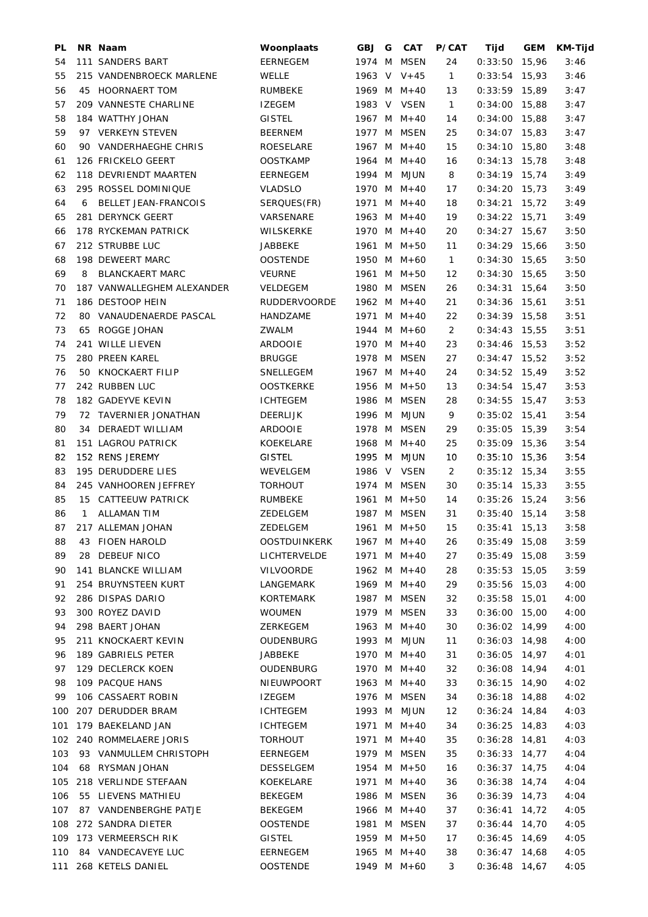| PL | NR | Naam | Woonplaats | GBJ | G | CAT | P/CAT | Tijd | GEM | KM-Tijd |
|---|---|---|---|---|---|---|---|---|---|---|
| 54 | 111 | SANDERS BART | EERNEGEM | 1974 | M | MSEN | 24 | 0:33:50 | 15,96 | 3:46 |
| 55 | 215 | VANDENBROECK MARLENE | WELLE | 1963 | V | V+45 | 1 | 0:33:54 | 15,93 | 3:46 |
| 56 | 45 | HOORNAERT TOM | RUMBEKE | 1969 | M | M+40 | 13 | 0:33:59 | 15,89 | 3:47 |
| 57 | 209 | VANNESTE CHARLINE | IZEGEM | 1983 | V | VSEN | 1 | 0:34:00 | 15,88 | 3:47 |
| 58 | 184 | WATTHY JOHAN | GISTEL | 1967 | M | M+40 | 14 | 0:34:00 | 15,88 | 3:47 |
| 59 | 97 | VERKEYN STEVEN | BEERNEM | 1977 | M | MSEN | 25 | 0:34:07 | 15,83 | 3:47 |
| 60 | 90 | VANDERHAEGHE CHRIS | ROESELARE | 1967 | M | M+40 | 15 | 0:34:10 | 15,80 | 3:48 |
| 61 | 126 | FRICKELO GEERT | OOSTKAMP | 1964 | M | M+40 | 16 | 0:34:13 | 15,78 | 3:48 |
| 62 | 118 | DEVRIENDT MAARTEN | EERNEGEM | 1994 | M | MJUN | 8 | 0:34:19 | 15,74 | 3:49 |
| 63 | 295 | ROSSEL DOMINIQUE | VLADSLO | 1970 | M | M+40 | 17 | 0:34:20 | 15,73 | 3:49 |
| 64 | 6 | BELLET JEAN-FRANCOIS | SERQUES(FR) | 1971 | M | M+40 | 18 | 0:34:21 | 15,72 | 3:49 |
| 65 | 281 | DERYNCK GEERT | VARSENARE | 1963 | M | M+40 | 19 | 0:34:22 | 15,71 | 3:49 |
| 66 | 178 | RYCKEMAN PATRICK | WILSKERKE | 1970 | M | M+40 | 20 | 0:34:27 | 15,67 | 3:50 |
| 67 | 212 | STRUBBE LUC | JABBEKE | 1961 | M | M+50 | 11 | 0:34:29 | 15,66 | 3:50 |
| 68 | 198 | DEWEERT MARC | OOSTENDE | 1950 | M | M+60 | 1 | 0:34:30 | 15,65 | 3:50 |
| 69 | 8 | BLANCKAERT MARC | VEURNE | 1961 | M | M+50 | 12 | 0:34:30 | 15,65 | 3:50 |
| 70 | 187 | VANWALLEGHEM ALEXANDER | VELDEGEM | 1980 | M | MSEN | 26 | 0:34:31 | 15,64 | 3:50 |
| 71 | 186 | DESTOOP HEIN | RUDDERVOORDE | 1962 | M | M+40 | 21 | 0:34:36 | 15,61 | 3:51 |
| 72 | 80 | VANAUDENAERDE PASCAL | HANDZAME | 1971 | M | M+40 | 22 | 0:34:39 | 15,58 | 3:51 |
| 73 | 65 | ROGGE JOHAN | ZWALM | 1944 | M | M+60 | 2 | 0:34:43 | 15,55 | 3:51 |
| 74 | 241 | WILLE LIEVEN | ARDOOIE | 1970 | M | M+40 | 23 | 0:34:46 | 15,53 | 3:52 |
| 75 | 280 | PREEN KAREL | BRUGGE | 1978 | M | MSEN | 27 | 0:34:47 | 15,52 | 3:52 |
| 76 | 50 | KNOCKAERT FILIP | SNELLEGEM | 1967 | M | M+40 | 24 | 0:34:52 | 15,49 | 3:52 |
| 77 | 242 | RUBBEN LUC | OOSTKERKE | 1956 | M | M+50 | 13 | 0:34:54 | 15,47 | 3:53 |
| 78 | 182 | GADEYVE KEVIN | ICHTEGEM | 1986 | M | MSEN | 28 | 0:34:55 | 15,47 | 3:53 |
| 79 | 72 | TAVERNIER JONATHAN | DEERLIJK | 1996 | M | MJUN | 9 | 0:35:02 | 15,41 | 3:54 |
| 80 | 34 | DERAEDT WILLIAM | ARDOOIE | 1978 | M | MSEN | 29 | 0:35:05 | 15,39 | 3:54 |
| 81 | 151 | LAGROU PATRICK | KOEKELARE | 1968 | M | M+40 | 25 | 0:35:09 | 15,36 | 3:54 |
| 82 | 152 | RENS JEREMY | GISTEL | 1995 | M | MJUN | 10 | 0:35:10 | 15,36 | 3:54 |
| 83 | 195 | DERUDDERE LIES | WEVELGEM | 1986 | V | VSEN | 2 | 0:35:12 | 15,34 | 3:55 |
| 84 | 245 | VANHOOREN JEFFREY | TORHOUT | 1974 | M | MSEN | 30 | 0:35:14 | 15,33 | 3:55 |
| 85 | 15 | CATTEEUW PATRICK | RUMBEKE | 1961 | M | M+50 | 14 | 0:35:26 | 15,24 | 3:56 |
| 86 | 1 | ALLAMAN TIM | ZEDELGEM | 1987 | M | MSEN | 31 | 0:35:40 | 15,14 | 3:58 |
| 87 | 217 | ALLEMAN JOHAN | ZEDELGEM | 1961 | M | M+50 | 15 | 0:35:41 | 15,13 | 3:58 |
| 88 | 43 | FIOEN HAROLD | OOSTDUINKERK | 1967 | M | M+40 | 26 | 0:35:49 | 15,08 | 3:59 |
| 89 | 28 | DEBEUF NICO | LICHTERVELDE | 1971 | M | M+40 | 27 | 0:35:49 | 15,08 | 3:59 |
| 90 | 141 | BLANCKE WILLIAM | VILVOORDE | 1962 | M | M+40 | 28 | 0:35:53 | 15,05 | 3:59 |
| 91 | 254 | BRUYNSTEEN KURT | LANGEMARK | 1969 | M | M+40 | 29 | 0:35:56 | 15,03 | 4:00 |
| 92 | 286 | DISPAS DARIO | KORTEMARK | 1987 | M | MSEN | 32 | 0:35:58 | 15,01 | 4:00 |
| 93 | 300 | ROYEZ DAVID | WOUMEN | 1979 | M | MSEN | 33 | 0:36:00 | 15,00 | 4:00 |
| 94 | 298 | BAERT JOHAN | ZERKEGEM | 1963 | M | M+40 | 30 | 0:36:02 | 14,99 | 4:00 |
| 95 | 211 | KNOCKAERT KEVIN | OUDENBURG | 1993 | M | MJUN | 11 | 0:36:03 | 14,98 | 4:00 |
| 96 | 189 | GABRIELS PETER | JABBEKE | 1970 | M | M+40 | 31 | 0:36:05 | 14,97 | 4:01 |
| 97 | 129 | DECLERCK KOEN | OUDENBURG | 1970 | M | M+40 | 32 | 0:36:08 | 14,94 | 4:01 |
| 98 | 109 | PACQUE HANS | NIEUWPOORT | 1963 | M | M+40 | 33 | 0:36:15 | 14,90 | 4:02 |
| 99 | 106 | CASSAERT ROBIN | IZEGEM | 1976 | M | MSEN | 34 | 0:36:18 | 14,88 | 4:02 |
| 100 | 207 | DERUDDER BRAM | ICHTEGEM | 1993 | M | MJUN | 12 | 0:36:24 | 14,84 | 4:03 |
| 101 | 179 | BAEKELAND JAN | ICHTEGEM | 1971 | M | M+40 | 34 | 0:36:25 | 14,83 | 4:03 |
| 102 | 240 | ROMMELAERE JORIS | TORHOUT | 1971 | M | M+40 | 35 | 0:36:28 | 14,81 | 4:03 |
| 103 | 93 | VANMULLEM CHRISTOPH | EERNEGEM | 1979 | M | MSEN | 35 | 0:36:33 | 14,77 | 4:04 |
| 104 | 68 | RYSMAN JOHAN | DESSELGEM | 1954 | M | M+50 | 16 | 0:36:37 | 14,75 | 4:04 |
| 105 | 218 | VERLINDE STEFAAN | KOEKELARE | 1971 | M | M+40 | 36 | 0:36:38 | 14,74 | 4:04 |
| 106 | 55 | LIEVENS MATHIEU | BEKEGEM | 1986 | M | MSEN | 36 | 0:36:39 | 14,73 | 4:04 |
| 107 | 87 | VANDENBERGHE PATJE | BEKEGEM | 1966 | M | M+40 | 37 | 0:36:41 | 14,72 | 4:05 |
| 108 | 272 | SANDRA DIETER | OOSTENDE | 1981 | M | MSEN | 37 | 0:36:44 | 14,70 | 4:05 |
| 109 | 173 | VERMEERSCH RIK | GISTEL | 1959 | M | M+50 | 17 | 0:36:45 | 14,69 | 4:05 |
| 110 | 84 | VANDECAVEYE LUC | EERNEGEM | 1965 | M | M+40 | 38 | 0:36:47 | 14,68 | 4:05 |
| 111 | 268 | KETELS DANIEL | OOSTENDE | 1949 | M | M+60 | 3 | 0:36:48 | 14,67 | 4:05 |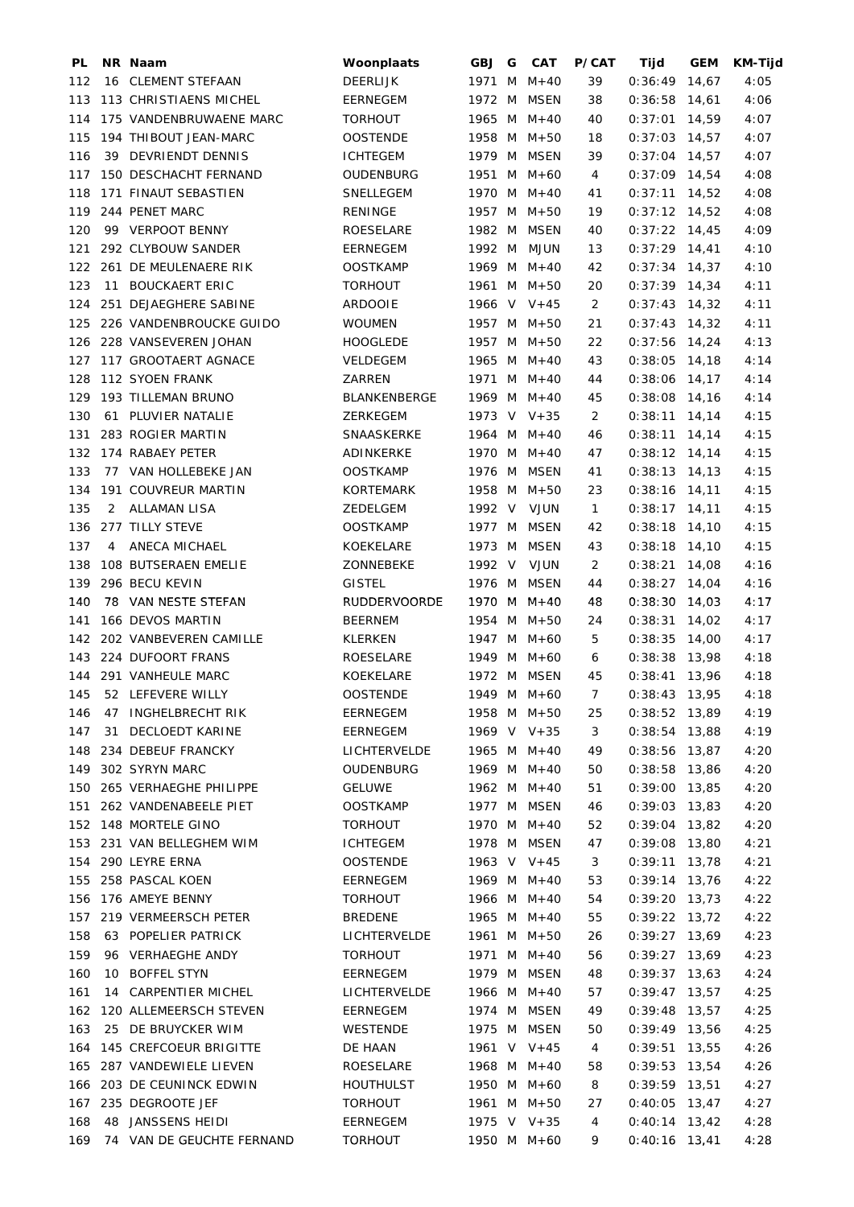| PL | NR | Naam | Woonplaats | GBJ | G | CAT | P/CAT | Tijd | GEM | KM-Tijd |
|---|---|---|---|---|---|---|---|---|---|---|
| 112 | 16 | CLEMENT STEFAAN | DEERLIJK | 1971 | M | M+40 | 39 | 0:36:49 | 14,67 | 4:05 |
| 113 | 113 | CHRISTIAENS MICHEL | EERNEGEM | 1972 | M | MSEN | 38 | 0:36:58 | 14,61 | 4:06 |
| 114 | 175 | VANDENBRUWAENE MARC | TORHOUT | 1965 | M | M+40 | 40 | 0:37:01 | 14,59 | 4:07 |
| 115 | 194 | THIBOUT JEAN-MARC | OOSTENDE | 1958 | M | M+50 | 18 | 0:37:03 | 14,57 | 4:07 |
| 116 | 39 | DEVRIENDT DENNIS | ICHTEGEM | 1979 | M | MSEN | 39 | 0:37:04 | 14,57 | 4:07 |
| 117 | 150 | DESCHACHT FERNAND | OUDENBURG | 1951 | M | M+60 | 4 | 0:37:09 | 14,54 | 4:08 |
| 118 | 171 | FINAUT SEBASTIEN | SNELLEGEM | 1970 | M | M+40 | 41 | 0:37:11 | 14,52 | 4:08 |
| 119 | 244 | PENET MARC | RENINGE | 1957 | M | M+50 | 19 | 0:37:12 | 14,52 | 4:08 |
| 120 | 99 | VERPOOT BENNY | ROESELARE | 1982 | M | MSEN | 40 | 0:37:22 | 14,45 | 4:09 |
| 121 | 292 | CLYBOUW SANDER | EERNEGEM | 1992 | M | MJUN | 13 | 0:37:29 | 14,41 | 4:10 |
| 122 | 261 | DE MEULENAERE RIK | OOSTKAMP | 1969 | M | M+40 | 42 | 0:37:34 | 14,37 | 4:10 |
| 123 | 11 | BOUCKAERT ERIC | TORHOUT | 1961 | M | M+50 | 20 | 0:37:39 | 14,34 | 4:11 |
| 124 | 251 | DEJAEGHERE SABINE | ARDOOIE | 1966 | V | V+45 | 2 | 0:37:43 | 14,32 | 4:11 |
| 125 | 226 | VANDENBROUCKE GUIDO | WOUMEN | 1957 | M | M+50 | 21 | 0:37:43 | 14,32 | 4:11 |
| 126 | 228 | VANSEVEREN JOHAN | HOOGLEDE | 1957 | M | M+50 | 22 | 0:37:56 | 14,24 | 4:13 |
| 127 | 117 | GROOTAERT AGNACE | VELDEGEM | 1965 | M | M+40 | 43 | 0:38:05 | 14,18 | 4:14 |
| 128 | 112 | SYOEN FRANK | ZARREN | 1971 | M | M+40 | 44 | 0:38:06 | 14,17 | 4:14 |
| 129 | 193 | TILLEMAN BRUNO | BLANKENBERGE | 1969 | M | M+40 | 45 | 0:38:08 | 14,16 | 4:14 |
| 130 | 61 | PLUVIER NATALIE | ZERKEGEM | 1973 | V | V+35 | 2 | 0:38:11 | 14,14 | 4:15 |
| 131 | 283 | ROGIER MARTIN | SNAASKERKE | 1964 | M | M+40 | 46 | 0:38:11 | 14,14 | 4:15 |
| 132 | 174 | RABAEY PETER | ADINKERKE | 1970 | M | M+40 | 47 | 0:38:12 | 14,14 | 4:15 |
| 133 | 77 | VAN HOLLEBEKE JAN | OOSTKAMP | 1976 | M | MSEN | 41 | 0:38:13 | 14,13 | 4:15 |
| 134 | 191 | COUVREUR MARTIN | KORTEMARK | 1958 | M | M+50 | 23 | 0:38:16 | 14,11 | 4:15 |
| 135 | 2 | ALLAMAN LISA | ZEDELGEM | 1992 | V | VJUN | 1 | 0:38:17 | 14,11 | 4:15 |
| 136 | 277 | TILLY STEVE | OOSTKAMP | 1977 | M | MSEN | 42 | 0:38:18 | 14,10 | 4:15 |
| 137 | 4 | ANECA MICHAEL | KOEKELARE | 1973 | M | MSEN | 43 | 0:38:18 | 14,10 | 4:15 |
| 138 | 108 | BUTSERAEN EMELIE | ZONNEBEKE | 1992 | V | VJUN | 2 | 0:38:21 | 14,08 | 4:16 |
| 139 | 296 | BECU KEVIN | GISTEL | 1976 | M | MSEN | 44 | 0:38:27 | 14,04 | 4:16 |
| 140 | 78 | VAN NESTE STEFAN | RUDDERVOORDE | 1970 | M | M+40 | 48 | 0:38:30 | 14,03 | 4:17 |
| 141 | 166 | DEVOS MARTIN | BEERNEM | 1954 | M | M+50 | 24 | 0:38:31 | 14,02 | 4:17 |
| 142 | 202 | VANBEVEREN CAMILLE | KLERKEN | 1947 | M | M+60 | 5 | 0:38:35 | 14,00 | 4:17 |
| 143 | 224 | DUFOORT FRANS | ROESELARE | 1949 | M | M+60 | 6 | 0:38:38 | 13,98 | 4:18 |
| 144 | 291 | VANHEULE MARC | KOEKELARE | 1972 | M | MSEN | 45 | 0:38:41 | 13,96 | 4:18 |
| 145 | 52 | LEFEVERE WILLY | OOSTENDE | 1949 | M | M+60 | 7 | 0:38:43 | 13,95 | 4:18 |
| 146 | 47 | INGHELBRECHT RIK | EERNEGEM | 1958 | M | M+50 | 25 | 0:38:52 | 13,89 | 4:19 |
| 147 | 31 | DECLOEDT KARINE | EERNEGEM | 1969 | V | V+35 | 3 | 0:38:54 | 13,88 | 4:19 |
| 148 | 234 | DEBEUF FRANCKY | LICHTERVELDE | 1965 | M | M+40 | 49 | 0:38:56 | 13,87 | 4:20 |
| 149 | 302 | SYRYN MARC | OUDENBURG | 1969 | M | M+40 | 50 | 0:38:58 | 13,86 | 4:20 |
| 150 | 265 | VERHAEGHE PHILIPPE | GELUWE | 1962 | M | M+40 | 51 | 0:39:00 | 13,85 | 4:20 |
| 151 | 262 | VANDENABEELE PIET | OOSTKAMP | 1977 | M | MSEN | 46 | 0:39:03 | 13,83 | 4:20 |
| 152 | 148 | MORTELE GINO | TORHOUT | 1970 | M | M+40 | 52 | 0:39:04 | 13,82 | 4:20 |
| 153 | 231 | VAN BELLEGHEM WIM | ICHTEGEM | 1978 | M | MSEN | 47 | 0:39:08 | 13,80 | 4:21 |
| 154 | 290 | LEYRE ERNA | OOSTENDE | 1963 | V | V+45 | 3 | 0:39:11 | 13,78 | 4:21 |
| 155 | 258 | PASCAL KOEN | EERNEGEM | 1969 | M | M+40 | 53 | 0:39:14 | 13,76 | 4:22 |
| 156 | 176 | AMEYE BENNY | TORHOUT | 1966 | M | M+40 | 54 | 0:39:20 | 13,73 | 4:22 |
| 157 | 219 | VERMEERSCH PETER | BREDENE | 1965 | M | M+40 | 55 | 0:39:22 | 13,72 | 4:22 |
| 158 | 63 | POPELIER PATRICK | LICHTERVELDE | 1961 | M | M+50 | 26 | 0:39:27 | 13,69 | 4:23 |
| 159 | 96 | VERHAEGHE ANDY | TORHOUT | 1971 | M | M+40 | 56 | 0:39:27 | 13,69 | 4:23 |
| 160 | 10 | BOFFEL STYN | EERNEGEM | 1979 | M | MSEN | 48 | 0:39:37 | 13,63 | 4:24 |
| 161 | 14 | CARPENTIER MICHEL | LICHTERVELDE | 1966 | M | M+40 | 57 | 0:39:47 | 13,57 | 4:25 |
| 162 | 120 | ALLEMEERSCH STEVEN | EERNEGEM | 1974 | M | MSEN | 49 | 0:39:48 | 13,57 | 4:25 |
| 163 | 25 | DE BRUYCKER WIM | WESTENDE | 1975 | M | MSEN | 50 | 0:39:49 | 13,56 | 4:25 |
| 164 | 145 | CREFCOEUR BRIGITTE | DE HAAN | 1961 | V | V+45 | 4 | 0:39:51 | 13,55 | 4:26 |
| 165 | 287 | VANDEWIELE LIEVEN | ROESELARE | 1968 | M | M+40 | 58 | 0:39:53 | 13,54 | 4:26 |
| 166 | 203 | DE CEUNINCK EDWIN | HOUTHULST | 1950 | M | M+60 | 8 | 0:39:59 | 13,51 | 4:27 |
| 167 | 235 | DEGROOTE JEF | TORHOUT | 1961 | M | M+50 | 27 | 0:40:05 | 13,47 | 4:27 |
| 168 | 48 | JANSSENS HEIDI | EERNEGEM | 1975 | V | V+35 | 4 | 0:40:14 | 13,42 | 4:28 |
| 169 | 74 | VAN DE GEUCHTE FERNAND | TORHOUT | 1950 | M | M+60 | 9 | 0:40:16 | 13,41 | 4:28 |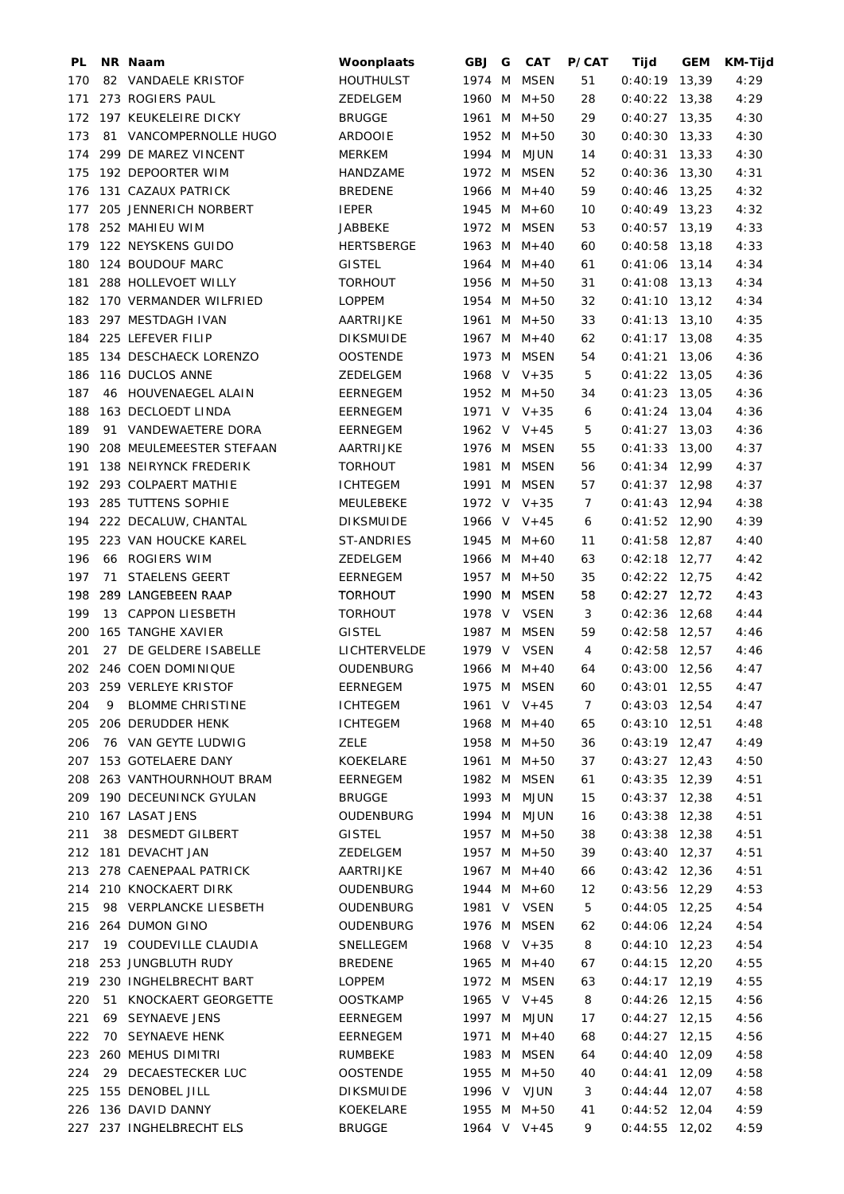| PL | NR | Naam | Woonplaats | GBJ | G | CAT | P/CAT | Tijd | GEM | KM-Tijd |
|---|---|---|---|---|---|---|---|---|---|---|
| 170 | 82 | VANDAELE KRISTOF | HOUTHULST | 1974 | M | MSEN | 51 | 0:40:19 | 13,39 | 4:29 |
| 171 | 273 | ROGIERS PAUL | ZEDELGEM | 1960 | M | M+50 | 28 | 0:40:22 | 13,38 | 4:29 |
| 172 | 197 | KEUKELEIRE DICKY | BRUGGE | 1961 | M | M+50 | 29 | 0:40:27 | 13,35 | 4:30 |
| 173 | 81 | VANCOMPERNOLLE HUGO | ARDOOIE | 1952 | M | M+50 | 30 | 0:40:30 | 13,33 | 4:30 |
| 174 | 299 | DE MAREZ VINCENT | MERKEM | 1994 | M | MJUN | 14 | 0:40:31 | 13,33 | 4:30 |
| 175 | 192 | DEPOORTER WIM | HANDZAME | 1972 | M | MSEN | 52 | 0:40:36 | 13,30 | 4:31 |
| 176 | 131 | CAZAUX PATRICK | BREDENE | 1966 | M | M+40 | 59 | 0:40:46 | 13,25 | 4:32 |
| 177 | 205 | JENNERICH NORBERT | IEPER | 1945 | M | M+60 | 10 | 0:40:49 | 13,23 | 4:32 |
| 178 | 252 | MAHIEU WIM | JABBEKE | 1972 | M | MSEN | 53 | 0:40:57 | 13,19 | 4:33 |
| 179 | 122 | NEYSKENS GUIDO | HERTSBERGE | 1963 | M | M+40 | 60 | 0:40:58 | 13,18 | 4:33 |
| 180 | 124 | BOUDOUF MARC | GISTEL | 1964 | M | M+40 | 61 | 0:41:06 | 13,14 | 4:34 |
| 181 | 288 | HOLLEVOET WILLY | TORHOUT | 1956 | M | M+50 | 31 | 0:41:08 | 13,13 | 4:34 |
| 182 | 170 | VERMANDER WILFRIED | LOPPEM | 1954 | M | M+50 | 32 | 0:41:10 | 13,12 | 4:34 |
| 183 | 297 | MESTDAGH IVAN | AARTRIJKE | 1961 | M | M+50 | 33 | 0:41:13 | 13,10 | 4:35 |
| 184 | 225 | LEFEVER FILIP | DIKSMUIDE | 1967 | M | M+40 | 62 | 0:41:17 | 13,08 | 4:35 |
| 185 | 134 | DESCHAECK LORENZO | OOSTENDE | 1973 | M | MSEN | 54 | 0:41:21 | 13,06 | 4:36 |
| 186 | 116 | DUCLOS ANNE | ZEDELGEM | 1968 | V | V+35 | 5 | 0:41:22 | 13,05 | 4:36 |
| 187 | 46 | HOUVENAEGEL ALAIN | EERNEGEM | 1952 | M | M+50 | 34 | 0:41:23 | 13,05 | 4:36 |
| 188 | 163 | DECLOEDT LINDA | EERNEGEM | 1971 | V | V+35 | 6 | 0:41:24 | 13,04 | 4:36 |
| 189 | 91 | VANDEWAETERE DORA | EERNEGEM | 1962 | V | V+45 | 5 | 0:41:27 | 13,03 | 4:36 |
| 190 | 208 | MEULEMEESTER STEFAAN | AARTRIJKE | 1976 | M | MSEN | 55 | 0:41:33 | 13,00 | 4:37 |
| 191 | 138 | NEIRYNCK FREDERIK | TORHOUT | 1981 | M | MSEN | 56 | 0:41:34 | 12,99 | 4:37 |
| 192 | 293 | COLPAERT MATHIE | ICHTEGEM | 1991 | M | MSEN | 57 | 0:41:37 | 12,98 | 4:37 |
| 193 | 285 | TUTTENS SOPHIE | MEULEBEKE | 1972 | V | V+35 | 7 | 0:41:43 | 12,94 | 4:38 |
| 194 | 222 | DECALUW, CHANTAL | DIKSMUIDE | 1966 | V | V+45 | 6 | 0:41:52 | 12,90 | 4:39 |
| 195 | 223 | VAN HOUCKE KAREL | ST-ANDRIES | 1945 | M | M+60 | 11 | 0:41:58 | 12,87 | 4:40 |
| 196 | 66 | ROGIERS WIM | ZEDELGEM | 1966 | M | M+40 | 63 | 0:42:18 | 12,77 | 4:42 |
| 197 | 71 | STAELENS GEERT | EERNEGEM | 1957 | M | M+50 | 35 | 0:42:22 | 12,75 | 4:42 |
| 198 | 289 | LANGEBEEN RAAP | TORHOUT | 1990 | M | MSEN | 58 | 0:42:27 | 12,72 | 4:43 |
| 199 | 13 | CAPPON LIESBETH | TORHOUT | 1978 | V | VSEN | 3 | 0:42:36 | 12,68 | 4:44 |
| 200 | 165 | TANGHE XAVIER | GISTEL | 1987 | M | MSEN | 59 | 0:42:58 | 12,57 | 4:46 |
| 201 | 27 | DE GELDERE ISABELLE | LICHTERVELDE | 1979 | V | VSEN | 4 | 0:42:58 | 12,57 | 4:46 |
| 202 | 246 | COEN DOMINIQUE | OUDENBURG | 1966 | M | M+40 | 64 | 0:43:00 | 12,56 | 4:47 |
| 203 | 259 | VERLEYE KRISTOF | EERNEGEM | 1975 | M | MSEN | 60 | 0:43:01 | 12,55 | 4:47 |
| 204 | 9 | BLOMME CHRISTINE | ICHTEGEM | 1961 | V | V+45 | 7 | 0:43:03 | 12,54 | 4:47 |
| 205 | 206 | DERUDDER HENK | ICHTEGEM | 1968 | M | M+40 | 65 | 0:43:10 | 12,51 | 4:48 |
| 206 | 76 | VAN GEYTE LUDWIG | ZELE | 1958 | M | M+50 | 36 | 0:43:19 | 12,47 | 4:49 |
| 207 | 153 | GOTELAERE DANY | KOEKELARE | 1961 | M | M+50 | 37 | 0:43:27 | 12,43 | 4:50 |
| 208 | 263 | VANTHOURNHOUT BRAM | EERNEGEM | 1982 | M | MSEN | 61 | 0:43:35 | 12,39 | 4:51 |
| 209 | 190 | DECEUNINCK GYULAN | BRUGGE | 1993 | M | MJUN | 15 | 0:43:37 | 12,38 | 4:51 |
| 210 | 167 | LASAT JENS | OUDENBURG | 1994 | M | MJUN | 16 | 0:43:38 | 12,38 | 4:51 |
| 211 | 38 | DESMEDT GILBERT | GISTEL | 1957 | M | M+50 | 38 | 0:43:38 | 12,38 | 4:51 |
| 212 | 181 | DEVACHT JAN | ZEDELGEM | 1957 | M | M+50 | 39 | 0:43:40 | 12,37 | 4:51 |
| 213 | 278 | CAENEPAAL PATRICK | AARTRIJKE | 1967 | M | M+40 | 66 | 0:43:42 | 12,36 | 4:51 |
| 214 | 210 | KNOCKAERT DIRK | OUDENBURG | 1944 | M | M+60 | 12 | 0:43:56 | 12,29 | 4:53 |
| 215 | 98 | VERPLANCKE LIESBETH | OUDENBURG | 1981 | V | VSEN | 5 | 0:44:05 | 12,25 | 4:54 |
| 216 | 264 | DUMON GINO | OUDENBURG | 1976 | M | MSEN | 62 | 0:44:06 | 12,24 | 4:54 |
| 217 | 19 | COUDEVILLE CLAUDIA | SNELLEGEM | 1968 | V | V+35 | 8 | 0:44:10 | 12,23 | 4:54 |
| 218 | 253 | JUNGBLUTH RUDY | BREDENE | 1965 | M | M+40 | 67 | 0:44:15 | 12,20 | 4:55 |
| 219 | 230 | INGHELBRECHT BART | LOPPEM | 1972 | M | MSEN | 63 | 0:44:17 | 12,19 | 4:55 |
| 220 | 51 | KNOCKAERT GEORGETTE | OOSTKAMP | 1965 | V | V+45 | 8 | 0:44:26 | 12,15 | 4:56 |
| 221 | 69 | SEYNAEVE JENS | EERNEGEM | 1997 | M | MJUN | 17 | 0:44:27 | 12,15 | 4:56 |
| 222 | 70 | SEYNAEVE HENK | EERNEGEM | 1971 | M | M+40 | 68 | 0:44:27 | 12,15 | 4:56 |
| 223 | 260 | MEHUS DIMITRI | RUMBEKE | 1983 | M | MSEN | 64 | 0:44:40 | 12,09 | 4:58 |
| 224 | 29 | DECAESTECKER LUC | OOSTENDE | 1955 | M | M+50 | 40 | 0:44:41 | 12,09 | 4:58 |
| 225 | 155 | DENOBEL JILL | DIKSMUIDE | 1996 | V | VJUN | 3 | 0:44:44 | 12,07 | 4:58 |
| 226 | 136 | DAVID DANNY | KOEKELARE | 1955 | M | M+50 | 41 | 0:44:52 | 12,04 | 4:59 |
| 227 | 237 | INGHELBRECHT ELS | BRUGGE | 1964 | V | V+45 | 9 | 0:44:55 | 12,02 | 4:59 |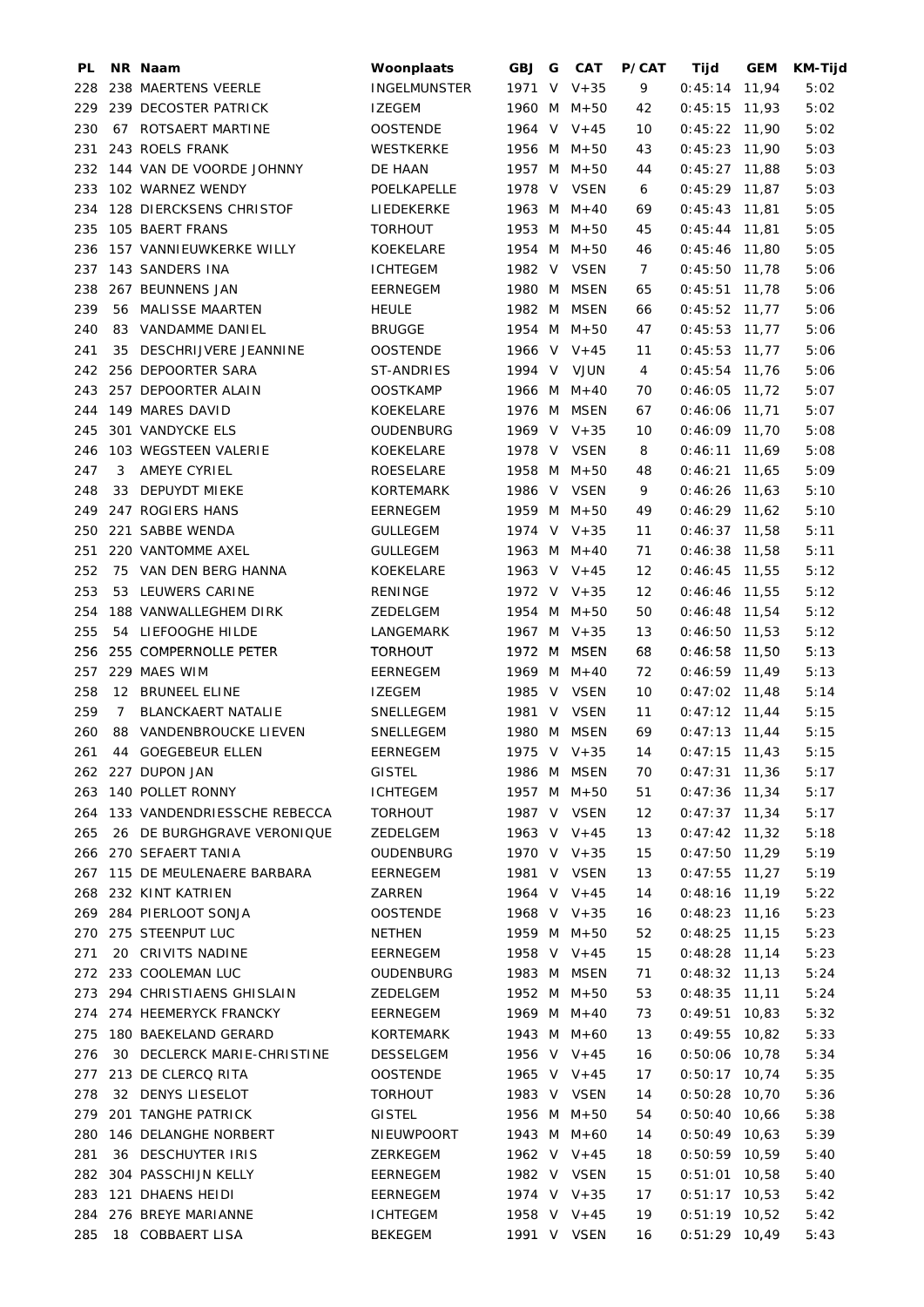| PL | NR | Naam | Woonplaats | GBJ | G | CAT | P/CAT | Tijd | GEM | KM-Tijd |
|---|---|---|---|---|---|---|---|---|---|---|
| 228 | 238 | MAERTENS VEERLE | INGELMUNSTER | 1971 | V | V+35 | 9 | 0:45:14 | 11,94 | 5:02 |
| 229 | 239 | DECOSTER PATRICK | IZEGEM | 1960 | M | M+50 | 42 | 0:45:15 | 11,93 | 5:02 |
| 230 | 67 | ROTSAERT MARTINE | OOSTENDE | 1964 | V | V+45 | 10 | 0:45:22 | 11,90 | 5:02 |
| 231 | 243 | ROELS FRANK | WESTKERKE | 1956 | M | M+50 | 43 | 0:45:23 | 11,90 | 5:03 |
| 232 | 144 | VAN DE VOORDE JOHNNY | DE HAAN | 1957 | M | M+50 | 44 | 0:45:27 | 11,88 | 5:03 |
| 233 | 102 | WARNEZ WENDY | POELKAPELLE | 1978 | V | VSEN | 6 | 0:45:29 | 11,87 | 5:03 |
| 234 | 128 | DIERCKSENS CHRISTOF | LIEDEKERKE | 1963 | M | M+40 | 69 | 0:45:43 | 11,81 | 5:05 |
| 235 | 105 | BAERT FRANS | TORHOUT | 1953 | M | M+50 | 45 | 0:45:44 | 11,81 | 5:05 |
| 236 | 157 | VANNIEUWKERKE WILLY | KOEKELARE | 1954 | M | M+50 | 46 | 0:45:46 | 11,80 | 5:05 |
| 237 | 143 | SANDERS INA | ICHTEGEM | 1982 | V | VSEN | 7 | 0:45:50 | 11,78 | 5:06 |
| 238 | 267 | BEUNNENS JAN | EERNEGEM | 1980 | M | MSEN | 65 | 0:45:51 | 11,78 | 5:06 |
| 239 | 56 | MALISSE MAARTEN | HEULE | 1982 | M | MSEN | 66 | 0:45:52 | 11,77 | 5:06 |
| 240 | 83 | VANDAMME DANIEL | BRUGGE | 1954 | M | M+50 | 47 | 0:45:53 | 11,77 | 5:06 |
| 241 | 35 | DESCHRIJVERE JEANNINE | OOSTENDE | 1966 | V | V+45 | 11 | 0:45:53 | 11,77 | 5:06 |
| 242 | 256 | DEPOORTER SARA | ST-ANDRIES | 1994 | V | VJUN | 4 | 0:45:54 | 11,76 | 5:06 |
| 243 | 257 | DEPOORTER ALAIN | OOSTKAMP | 1966 | M | M+40 | 70 | 0:46:05 | 11,72 | 5:07 |
| 244 | 149 | MARES DAVID | KOEKELARE | 1976 | M | MSEN | 67 | 0:46:06 | 11,71 | 5:07 |
| 245 | 301 | VANDYCKE ELS | OUDENBURG | 1969 | V | V+35 | 10 | 0:46:09 | 11,70 | 5:08 |
| 246 | 103 | WEGSTEEN VALERIE | KOEKELARE | 1978 | V | VSEN | 8 | 0:46:11 | 11,69 | 5:08 |
| 247 | 3 | AMEYE CYRIEL | ROESELARE | 1958 | M | M+50 | 48 | 0:46:21 | 11,65 | 5:09 |
| 248 | 33 | DEPUYDT MIEKE | KORTEMARK | 1986 | V | VSEN | 9 | 0:46:26 | 11,63 | 5:10 |
| 249 | 247 | ROGIERS HANS | EERNEGEM | 1959 | M | M+50 | 49 | 0:46:29 | 11,62 | 5:10 |
| 250 | 221 | SABBE WENDA | GULLEGEM | 1974 | V | V+35 | 11 | 0:46:37 | 11,58 | 5:11 |
| 251 | 220 | VANTOMME AXEL | GULLEGEM | 1963 | M | M+40 | 71 | 0:46:38 | 11,58 | 5:11 |
| 252 | 75 | VAN DEN BERG HANNA | KOEKELARE | 1963 | V | V+45 | 12 | 0:46:45 | 11,55 | 5:12 |
| 253 | 53 | LEUWERS CARINE | RENINGE | 1972 | V | V+35 | 12 | 0:46:46 | 11,55 | 5:12 |
| 254 | 188 | VANWALLEGHEM DIRK | ZEDELGEM | 1954 | M | M+50 | 50 | 0:46:48 | 11,54 | 5:12 |
| 255 | 54 | LIEFOOGHE HILDE | LANGEMARK | 1967 | M | V+35 | 13 | 0:46:50 | 11,53 | 5:12 |
| 256 | 255 | COMPERNOLLE PETER | TORHOUT | 1972 | M | MSEN | 68 | 0:46:58 | 11,50 | 5:13 |
| 257 | 229 | MAES WIM | EERNEGEM | 1969 | M | M+40 | 72 | 0:46:59 | 11,49 | 5:13 |
| 258 | 12 | BRUNEEL ELINE | IZEGEM | 1985 | V | VSEN | 10 | 0:47:02 | 11,48 | 5:14 |
| 259 | 7 | BLANCKAERT NATALIE | SNELLEGEM | 1981 | V | VSEN | 11 | 0:47:12 | 11,44 | 5:15 |
| 260 | 88 | VANDENBROUCKE LIEVEN | SNELLEGEM | 1980 | M | MSEN | 69 | 0:47:13 | 11,44 | 5:15 |
| 261 | 44 | GOEGEBEUR ELLEN | EERNEGEM | 1975 | V | V+35 | 14 | 0:47:15 | 11,43 | 5:15 |
| 262 | 227 | DUPON JAN | GISTEL | 1986 | M | MSEN | 70 | 0:47:31 | 11,36 | 5:17 |
| 263 | 140 | POLLET RONNY | ICHTEGEM | 1957 | M | M+50 | 51 | 0:47:36 | 11,34 | 5:17 |
| 264 | 133 | VANDENDRIESSCHE REBECCA | TORHOUT | 1987 | V | VSEN | 12 | 0:47:37 | 11,34 | 5:17 |
| 265 | 26 | DE BURGHGRAVE VERONIQUE | ZEDELGEM | 1963 | V | V+45 | 13 | 0:47:42 | 11,32 | 5:18 |
| 266 | 270 | SEFAERT TANIA | OUDENBURG | 1970 | V | V+35 | 15 | 0:47:50 | 11,29 | 5:19 |
| 267 | 115 | DE MEULENAERE BARBARA | EERNEGEM | 1981 | V | VSEN | 13 | 0:47:55 | 11,27 | 5:19 |
| 268 | 232 | KINT KATRIEN | ZARREN | 1964 | V | V+45 | 14 | 0:48:16 | 11,19 | 5:22 |
| 269 | 284 | PIERLOOT SONJA | OOSTENDE | 1968 | V | V+35 | 16 | 0:48:23 | 11,16 | 5:23 |
| 270 | 275 | STEENPUT LUC | NETHEN | 1959 | M | M+50 | 52 | 0:48:25 | 11,15 | 5:23 |
| 271 | 20 | CRIVITS NADINE | EERNEGEM | 1958 | V | V+45 | 15 | 0:48:28 | 11,14 | 5:23 |
| 272 | 233 | COOLEMAN LUC | OUDENBURG | 1983 | M | MSEN | 71 | 0:48:32 | 11,13 | 5:24 |
| 273 | 294 | CHRISTIAENS GHISLAIN | ZEDELGEM | 1952 | M | M+50 | 53 | 0:48:35 | 11,11 | 5:24 |
| 274 | 274 | HEEMERYCK FRANCKY | EERNEGEM | 1969 | M | M+40 | 73 | 0:49:51 | 10,83 | 5:32 |
| 275 | 180 | BAEKELAND GERARD | KORTEMARK | 1943 | M | M+60 | 13 | 0:49:55 | 10,82 | 5:33 |
| 276 | 30 | DECLERCK MARIE-CHRISTINE | DESSELGEM | 1956 | V | V+45 | 16 | 0:50:06 | 10,78 | 5:34 |
| 277 | 213 | DE CLERCQ RITA | OOSTENDE | 1965 | V | V+45 | 17 | 0:50:17 | 10,74 | 5:35 |
| 278 | 32 | DENYS LIESELOT | TORHOUT | 1983 | V | VSEN | 14 | 0:50:28 | 10,70 | 5:36 |
| 279 | 201 | TANGHE PATRICK | GISTEL | 1956 | M | M+50 | 54 | 0:50:40 | 10,66 | 5:38 |
| 280 | 146 | DELANGHE NORBERT | NIEUWPOORT | 1943 | M | M+60 | 14 | 0:50:49 | 10,63 | 5:39 |
| 281 | 36 | DESCHUYTER IRIS | ZERKEGEM | 1962 | V | V+45 | 18 | 0:50:59 | 10,59 | 5:40 |
| 282 | 304 | PASSCHIJN KELLY | EERNEGEM | 1982 | V | VSEN | 15 | 0:51:01 | 10,58 | 5:40 |
| 283 | 121 | DHAENS HEIDI | EERNEGEM | 1974 | V | V+35 | 17 | 0:51:17 | 10,53 | 5:42 |
| 284 | 276 | BREYE MARIANNE | ICHTEGEM | 1958 | V | V+45 | 19 | 0:51:19 | 10,52 | 5:42 |
| 285 | 18 | COBBAERT LISA | BEKEGEM | 1991 | V | VSEN | 16 | 0:51:29 | 10,49 | 5:43 |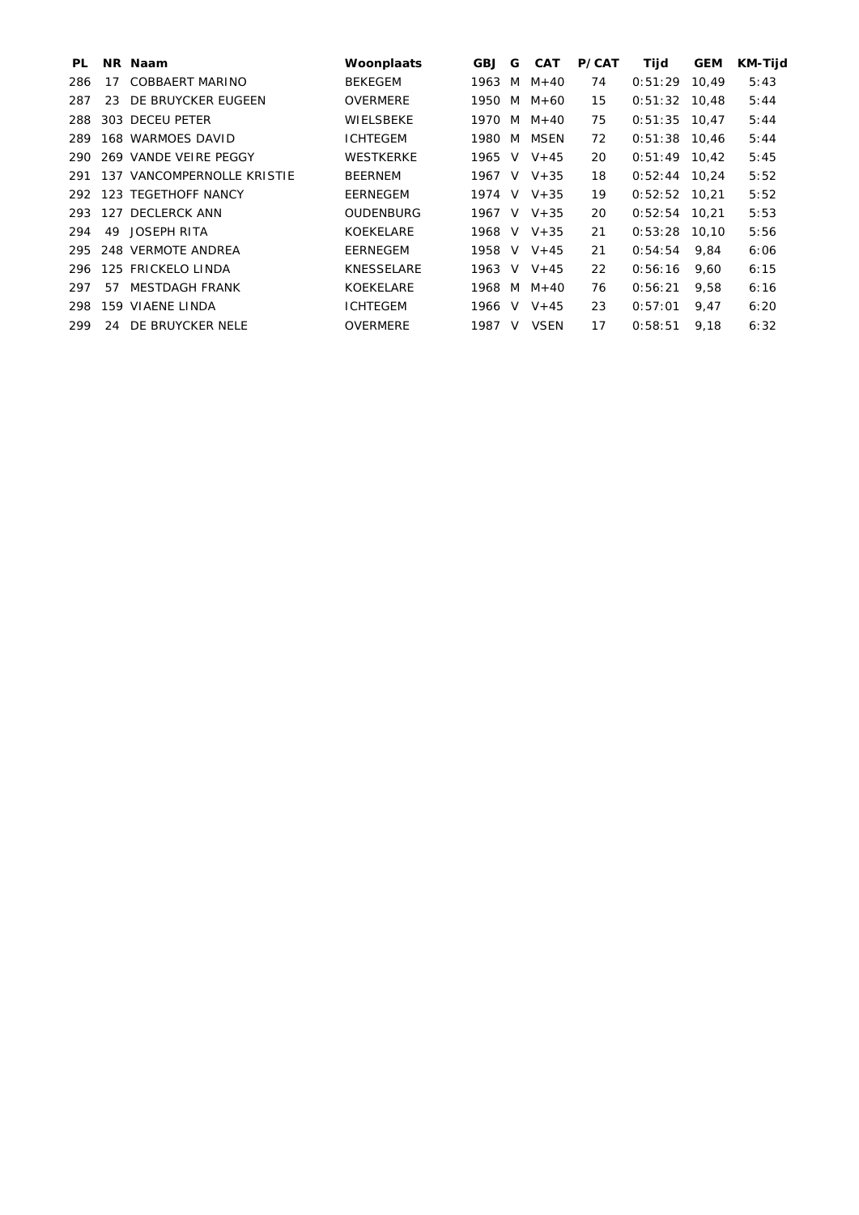| PL | NR | Naam | Woonplaats | GBJ | G | CAT | P/CAT | Tijd | GEM | KM-Tijd |
|---|---|---|---|---|---|---|---|---|---|---|
| 286 | 17 | COBBAERT MARINO | BEKEGEM | 1963 | M | M+40 | 74 | 0:51:29 | 10,49 | 5:43 |
| 287 | 23 | DE BRUYCKER EUGEEN | OVERMERE | 1950 | M | M+60 | 15 | 0:51:32 | 10,48 | 5:44 |
| 288 | 303 | DECEU PETER | WIELSBEKE | 1970 | M | M+40 | 75 | 0:51:35 | 10,47 | 5:44 |
| 289 | 168 | WARMOES DAVID | ICHTEGEM | 1980 | M | MSEN | 72 | 0:51:38 | 10,46 | 5:44 |
| 290 | 269 | VANDE VEIRE PEGGY | WESTKERKE | 1965 | V | V+45 | 20 | 0:51:49 | 10,42 | 5:45 |
| 291 | 137 | VANCOMPERNOLLE KRISTIE | BEERNEM | 1967 | V | V+35 | 18 | 0:52:44 | 10,24 | 5:52 |
| 292 | 123 | TEGETHOFF NANCY | EERNEGEM | 1974 | V | V+35 | 19 | 0:52:52 | 10,21 | 5:52 |
| 293 | 127 | DECLERCK ANN | OUDENBURG | 1967 | V | V+35 | 20 | 0:52:54 | 10,21 | 5:53 |
| 294 | 49 | JOSEPH RITA | KOEKELARE | 1968 | V | V+35 | 21 | 0:53:28 | 10,10 | 5:56 |
| 295 | 248 | VERMOTE ANDREA | EERNEGEM | 1958 | V | V+45 | 21 | 0:54:54 | 9,84 | 6:06 |
| 296 | 125 | FRICKELO LINDA | KNESSELARE | 1963 | V | V+45 | 22 | 0:56:16 | 9,60 | 6:15 |
| 297 | 57 | MESTDAGH FRANK | KOEKELARE | 1968 | M | M+40 | 76 | 0:56:21 | 9,58 | 6:16 |
| 298 | 159 | VIAENE LINDA | ICHTEGEM | 1966 | V | V+45 | 23 | 0:57:01 | 9,47 | 6:20 |
| 299 | 24 | DE BRUYCKER NELE | OVERMERE | 1987 | V | VSEN | 17 | 0:58:51 | 9,18 | 6:32 |